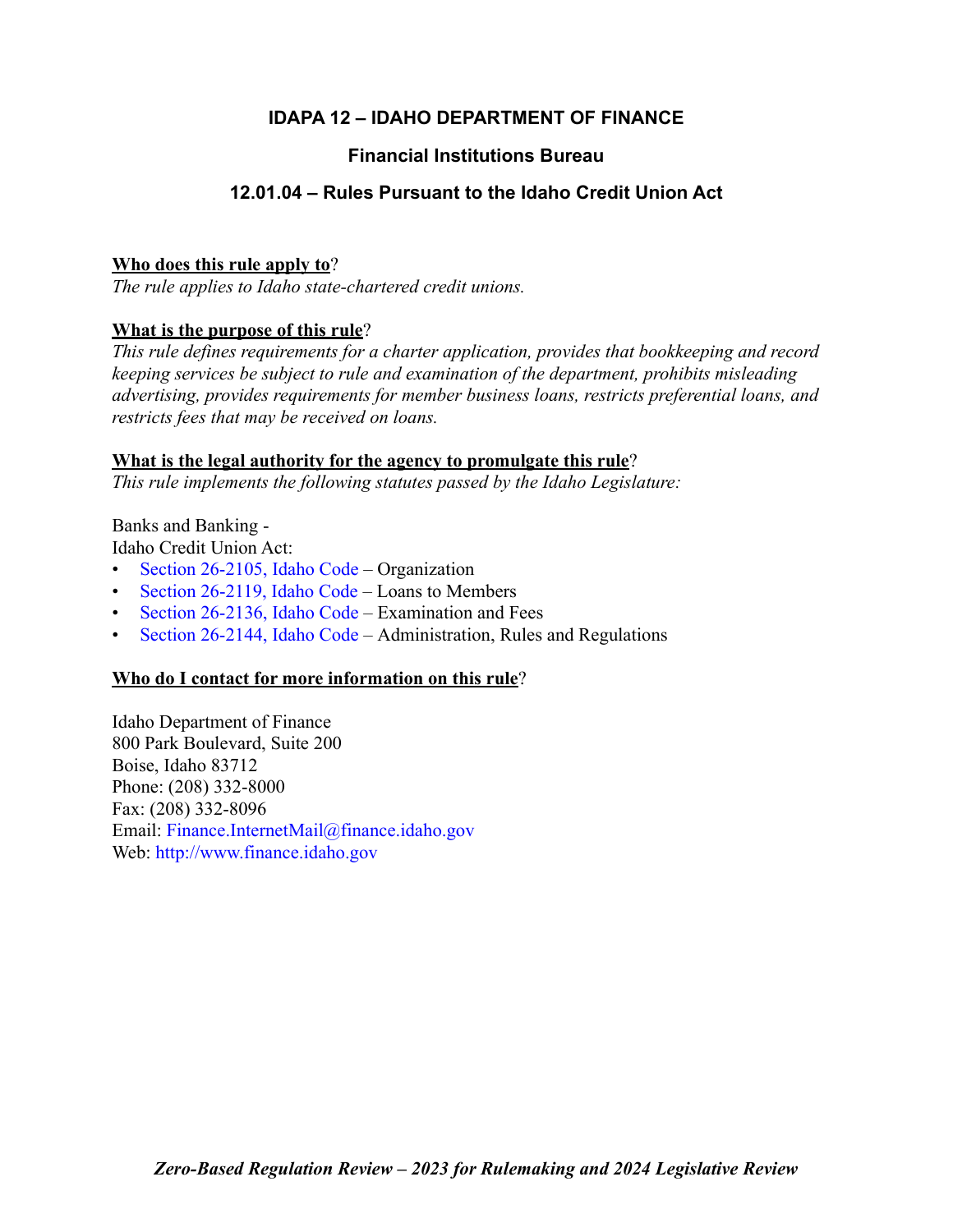# IDAPA 12 – IDAHO DEPARTMENT OF FINANCE

## Financial Institutions Bureau

## 12.01.04 – Rules Pursuant to the Idaho Credit Union Act

**Who does this rule apply to**?

*The rule applies to Idaho state-chartered credit unions.*

**What is the purpose of this rule**?

*This rule defines requirements for a charter application, provides that bookkeeping and record keeping services be subject to rule and examination of the department, prohibits misleading advertising, provides requirements for member business loans, restricts preferential loans, and restricts fees that may be received on loans.*

**What is the legal authority for the agency to promulgate this rule**?

*This rule implements the following statutes passed by the Idaho Legislature:*

Banks and Banking -
Idaho Credit Union Act:

- Section 26-2105, Idaho Code – Organization
- Section 26-2119, Idaho Code – Loans to Members
- Section 26-2136, Idaho Code – Examination and Fees
- Section 26-2144, Idaho Code – Administration, Rules and Regulations

**Who do I contact for more information on this rule**?

Idaho Department of Finance
800 Park Boulevard, Suite 200
Boise, Idaho 83712
Phone: (208) 332-8000
Fax: (208) 332-8096
Email: Finance.InternetMail@finance.idaho.gov
Web: http://www.finance.idaho.gov

*Zero-Based Regulation Review – 2023 for Rulemaking and 2024 Legislative Review*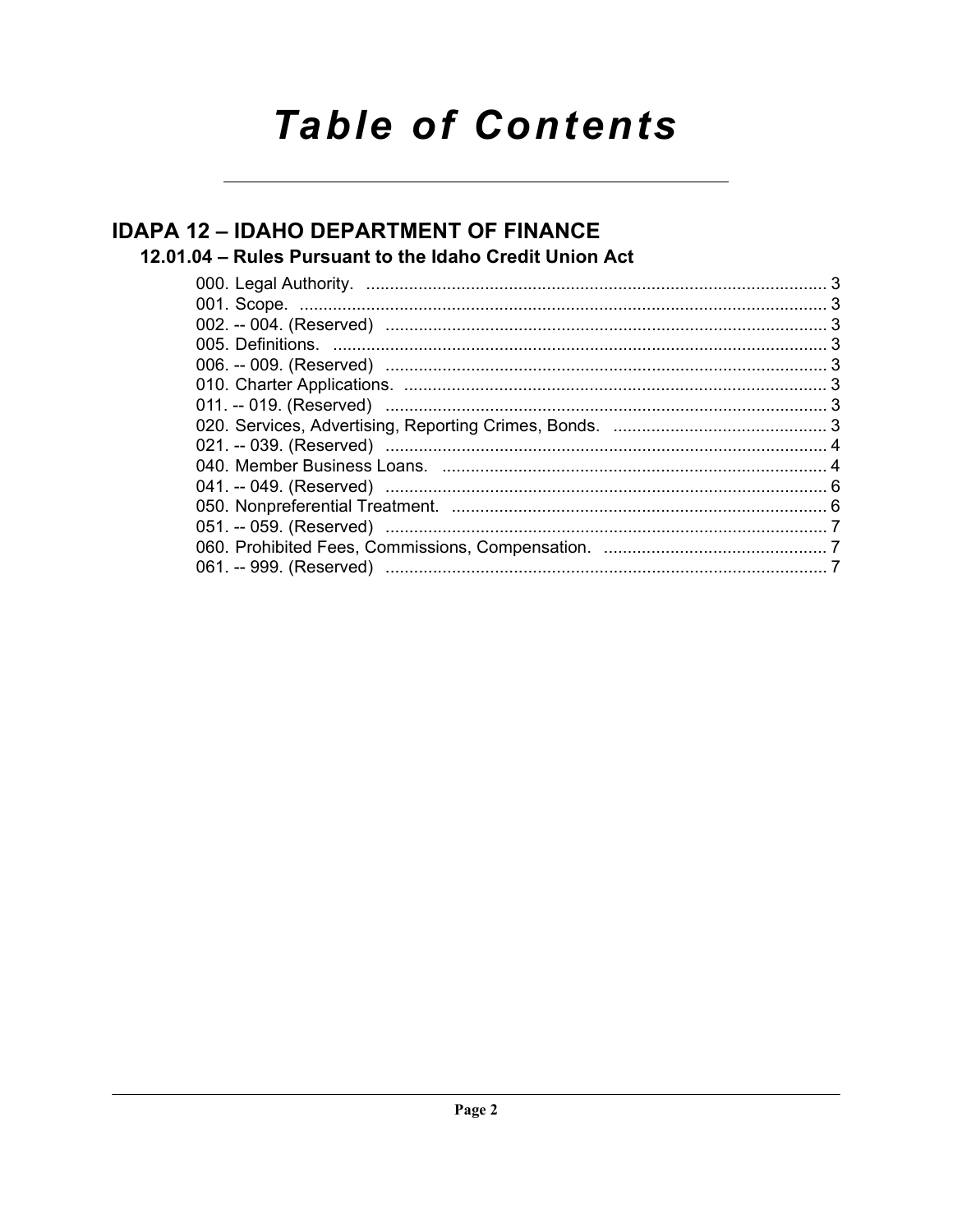# Table of Contents

## IDAPA 12 – IDAHO DEPARTMENT OF FINANCE

### 12.01.04 – Rules Pursuant to the Idaho Credit Union Act

000. Legal Authority. ........................................................................................... 3
001. Scope. ........................................................................................................ 3
002. -- 004. (Reserved) ...................................................................................... 3
005. Definitions. ................................................................................................ 3
006. -- 009. (Reserved) ...................................................................................... 3
010. Charter Applications. ................................................................................. 3
011. -- 019. (Reserved) ...................................................................................... 3
020. Services, Advertising, Reporting Crimes, Bonds. ....................................... 3
021. -- 039. (Reserved) ...................................................................................... 4
040. Member Business Loans. ........................................................................... 4
041. -- 049. (Reserved) ...................................................................................... 6
050. Nonpreferential Treatment. ........................................................................ 6
051. -- 059. (Reserved) ...................................................................................... 7
060. Prohibited Fees, Commissions, Compensation. ......................................... 7
061. -- 999. (Reserved) ...................................................................................... 7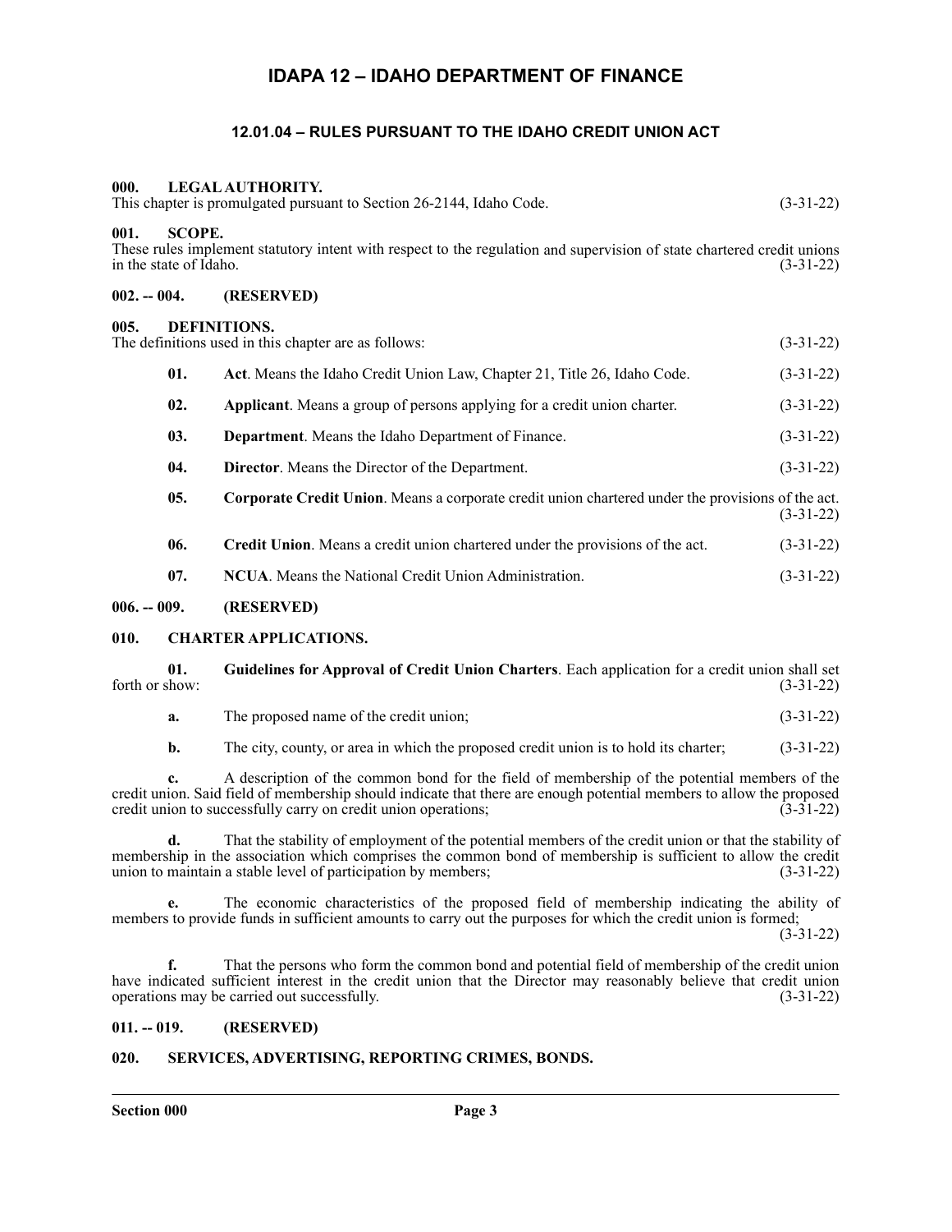# IDAPA 12 – IDAHO DEPARTMENT OF FINANCE

## 12.01.04 – RULES PURSUANT TO THE IDAHO CREDIT UNION ACT

### 000. LEGAL AUTHORITY.

This chapter is promulgated pursuant to Section 26-2144, Idaho Code. (3-31-22)

### 001. SCOPE.

These rules implement statutory intent with respect to the regulation and supervision of state chartered credit unions in the state of Idaho. (3-31-22)

### 002. -- 004. (RESERVED)

### 005. DEFINITIONS.

The definitions used in this chapter are as follows: (3-31-22)

**01. Act**. Means the Idaho Credit Union Law, Chapter 21, Title 26, Idaho Code. (3-31-22)

**02. Applicant**. Means a group of persons applying for a credit union charter. (3-31-22)

**03. Department**. Means the Idaho Department of Finance. (3-31-22)

**04. Director**. Means the Director of the Department. (3-31-22)

**05. Corporate Credit Union**. Means a corporate credit union chartered under the provisions of the act. (3-31-22)

**06. Credit Union**. Means a credit union chartered under the provisions of the act. (3-31-22)

**07. NCUA**. Means the National Credit Union Administration. (3-31-22)

### 006. -- 009. (RESERVED)

### 010. CHARTER APPLICATIONS.

**01. Guidelines for Approval of Credit Union Charters**. Each application for a credit union shall set forth or show: (3-31-22)

**a.** The proposed name of the credit union; (3-31-22)

**b.** The city, county, or area in which the proposed credit union is to hold its charter; (3-31-22)

**c.** A description of the common bond for the field of membership of the potential members of the credit union. Said field of membership should indicate that there are enough potential members to allow the proposed credit union to successfully carry on credit union operations; (3-31-22)

**d.** That the stability of employment of the potential members of the credit union or that the stability of membership in the association which comprises the common bond of membership is sufficient to allow the credit union to maintain a stable level of participation by members; (3-31-22)

**e.** The economic characteristics of the proposed field of membership indicating the ability of members to provide funds in sufficient amounts to carry out the purposes for which the credit union is formed; (3-31-22)

**f.** That the persons who form the common bond and potential field of membership of the credit union have indicated sufficient interest in the credit union that the Director may reasonably believe that credit union operations may be carried out successfully. (3-31-22)

### 011. -- 019. (RESERVED)

### 020. SERVICES, ADVERTISING, REPORTING CRIMES, BONDS.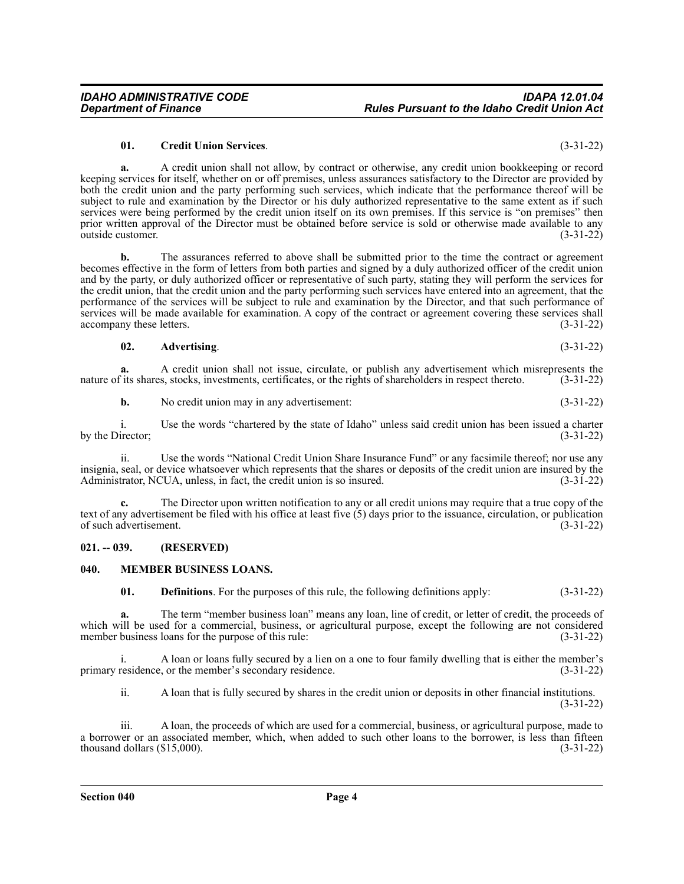**01. Credit Union Services**. (3-31-22)

**a.** A credit union shall not allow, by contract or otherwise, any credit union bookkeeping or record keeping services for itself, whether on or off premises, unless assurances satisfactory to the Director are provided by both the credit union and the party performing such services, which indicate that the performance thereof will be subject to rule and examination by the Director or his duly authorized representative to the same extent as if such services were being performed by the credit union itself on its own premises. If this service is "on premises" then prior written approval of the Director must be obtained before service is sold or otherwise made available to any outside customer. (3-31-22)

**b.** The assurances referred to above shall be submitted prior to the time the contract or agreement becomes effective in the form of letters from both parties and signed by a duly authorized officer of the credit union and by the party, or duly authorized officer or representative of such party, stating they will perform the services for the credit union, that the credit union and the party performing such services have entered into an agreement, that the performance of the services will be subject to rule and examination by the Director, and that such performance of services will be made available for examination. A copy of the contract or agreement covering these services shall accompany these letters. (3-31-22)

**02. Advertising**. (3-31-22)

**a.** A credit union shall not issue, circulate, or publish any advertisement which misrepresents the nature of its shares, stocks, investments, certificates, or the rights of shareholders in respect thereto. (3-31-22)

**b.** No credit union may in any advertisement: (3-31-22)

i. Use the words "chartered by the state of Idaho" unless said credit union has been issued a charter by the Director; (3-31-22)

ii. Use the words "National Credit Union Share Insurance Fund" or any facsimile thereof; nor use any insignia, seal, or device whatsoever which represents that the shares or deposits of the credit union are insured by the Administrator, NCUA, unless, in fact, the credit union is so insured. (3-31-22)

**c.** The Director upon written notification to any or all credit unions may require that a true copy of the text of any advertisement be filed with his office at least five (5) days prior to the issuance, circulation, or publication of such advertisement. (3-31-22)

## 021. -- 039. (RESERVED)

## 040. MEMBER BUSINESS LOANS.

**01. Definitions**. For the purposes of this rule, the following definitions apply: (3-31-22)

**a.** The term "member business loan" means any loan, line of credit, or letter of credit, the proceeds of which will be used for a commercial, business, or agricultural purpose, except the following are not considered member business loans for the purpose of this rule: (3-31-22)

i. A loan or loans fully secured by a lien on a one to four family dwelling that is either the member's primary residence, or the member's secondary residence. (3-31-22)

ii. A loan that is fully secured by shares in the credit union or deposits in other financial institutions. (3-31-22)

iii. A loan, the proceeds of which are used for a commercial, business, or agricultural purpose, made to a borrower or an associated member, which, when added to such other loans to the borrower, is less than fifteen thousand dollars ($15,000). (3-31-22)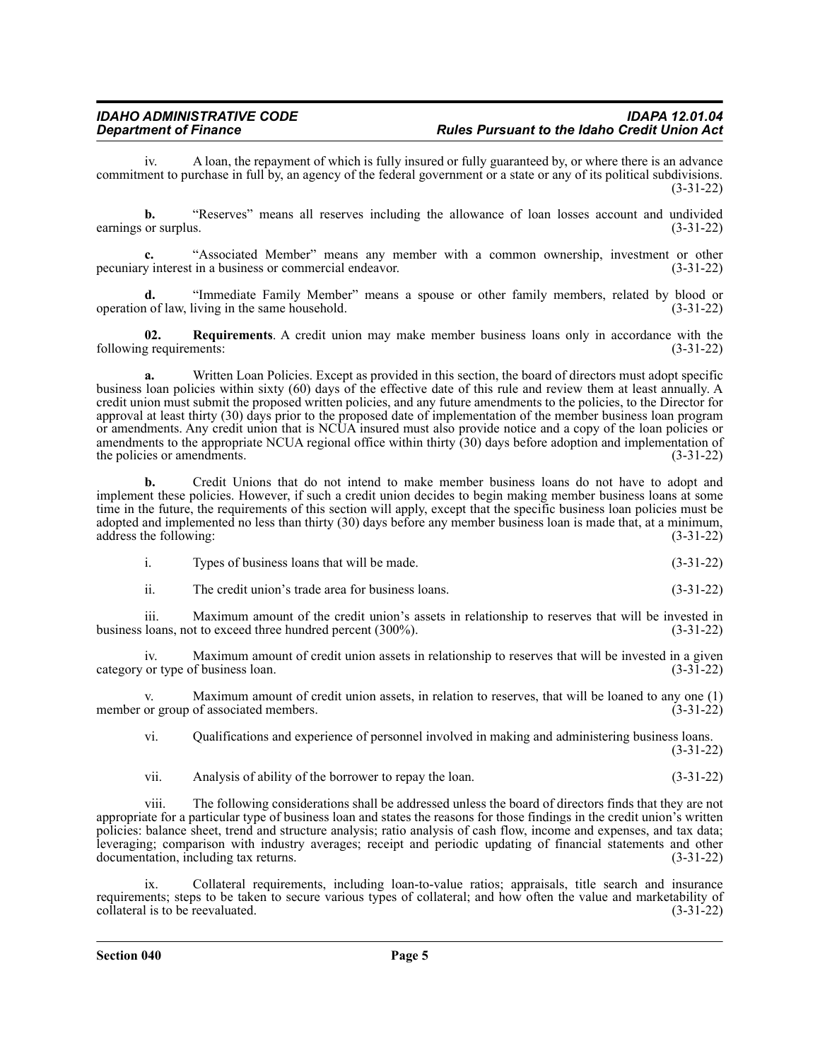iv. A loan, the repayment of which is fully insured or fully guaranteed by, or where there is an advance commitment to purchase in full by, an agency of the federal government or a state or any of its political subdivisions. (3-31-22)

**b.** "Reserves" means all reserves including the allowance of loan losses account and undivided earnings or surplus. (3-31-22)

**c.** "Associated Member" means any member with a common ownership, investment or other pecuniary interest in a business or commercial endeavor. (3-31-22)

**d.** "Immediate Family Member" means a spouse or other family members, related by blood or operation of law, living in the same household. (3-31-22)

**02. Requirements**. A credit union may make member business loans only in accordance with the following requirements: (3-31-22)

**a.** Written Loan Policies. Except as provided in this section, the board of directors must adopt specific business loan policies within sixty (60) days of the effective date of this rule and review them at least annually. A credit union must submit the proposed written policies, and any future amendments to the policies, to the Director for approval at least thirty (30) days prior to the proposed date of implementation of the member business loan program or amendments. Any credit union that is NCUA insured must also provide notice and a copy of the loan policies or amendments to the appropriate NCUA regional office within thirty (30) days before adoption and implementation of the policies or amendments. (3-31-22)

**b.** Credit Unions that do not intend to make member business loans do not have to adopt and implement these policies. However, if such a credit union decides to begin making member business loans at some time in the future, the requirements of this section will apply, except that the specific business loan policies must be adopted and implemented no less than thirty (30) days before any member business loan is made that, at a minimum, address the following: (3-31-22)

i. Types of business loans that will be made. (3-31-22)

ii. The credit union's trade area for business loans. (3-31-22)

iii. Maximum amount of the credit union's assets in relationship to reserves that will be invested in business loans, not to exceed three hundred percent (300%). (3-31-22)

iv. Maximum amount of credit union assets in relationship to reserves that will be invested in a given category or type of business loan. (3-31-22)

v. Maximum amount of credit union assets, in relation to reserves, that will be loaned to any one (1) member or group of associated members. (3-31-22)

vi. Qualifications and experience of personnel involved in making and administering business loans. (3-31-22)

vii. Analysis of ability of the borrower to repay the loan. (3-31-22)

viii. The following considerations shall be addressed unless the board of directors finds that they are not appropriate for a particular type of business loan and states the reasons for those findings in the credit union's written policies: balance sheet, trend and structure analysis; ratio analysis of cash flow, income and expenses, and tax data; leveraging; comparison with industry averages; receipt and periodic updating of financial statements and other documentation, including tax returns. (3-31-22)

ix. Collateral requirements, including loan-to-value ratios; appraisals, title search and insurance requirements; steps to be taken to secure various types of collateral; and how often the value and marketability of collateral is to be reevaluated. (3-31-22)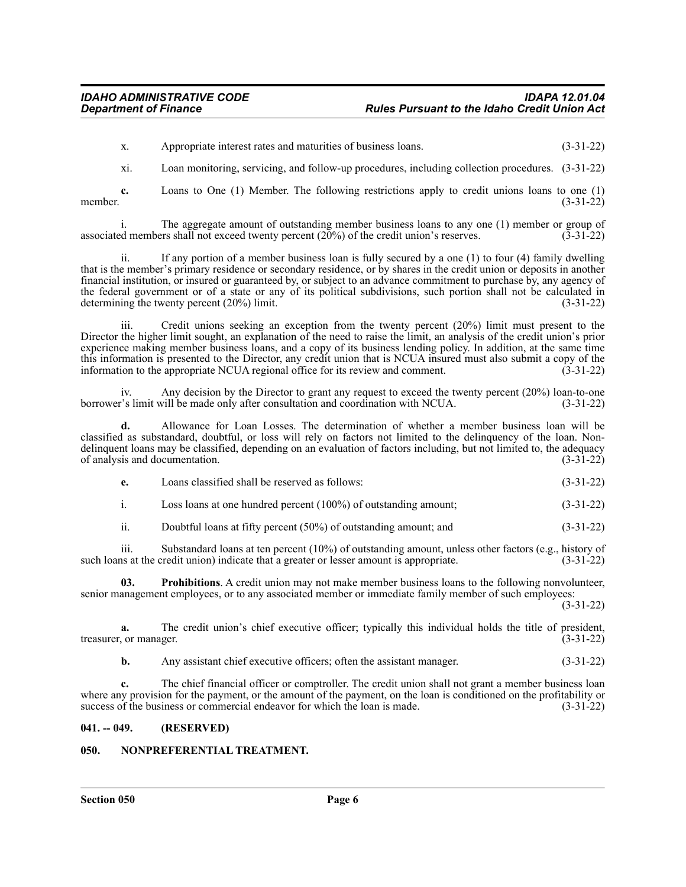x. Appropriate interest rates and maturities of business loans. (3-31-22)

xi. Loan monitoring, servicing, and follow-up procedures, including collection procedures. (3-31-22)

**c.** Loans to One (1) Member. The following restrictions apply to credit unions loans to one (1) member. (3-31-22)

i. The aggregate amount of outstanding member business loans to any one (1) member or group of associated members shall not exceed twenty percent (20%) of the credit union's reserves. (3-31-22)

ii. If any portion of a member business loan is fully secured by a one (1) to four (4) family dwelling that is the member's primary residence or secondary residence, or by shares in the credit union or deposits in another financial institution, or insured or guaranteed by, or subject to an advance commitment to purchase by, any agency of the federal government or of a state or any of its political subdivisions, such portion shall not be calculated in determining the twenty percent (20%) limit. (3-31-22)

iii. Credit unions seeking an exception from the twenty percent (20%) limit must present to the Director the higher limit sought, an explanation of the need to raise the limit, an analysis of the credit union's prior experience making member business loans, and a copy of its business lending policy. In addition, at the same time this information is presented to the Director, any credit union that is NCUA insured must also submit a copy of the information to the appropriate NCUA regional office for its review and comment. (3-31-22)

iv. Any decision by the Director to grant any request to exceed the twenty percent (20%) loan-to-one borrower's limit will be made only after consultation and coordination with NCUA. (3-31-22)

**d.** Allowance for Loan Losses. The determination of whether a member business loan will be classified as substandard, doubtful, or loss will rely on factors not limited to the delinquency of the loan. Non-delinquent loans may be classified, depending on an evaluation of factors including, but not limited to, the adequacy of analysis and documentation. (3-31-22)

**e.** Loans classified shall be reserved as follows: (3-31-22)

i. Loss loans at one hundred percent (100%) of outstanding amount; (3-31-22)

ii. Doubtful loans at fifty percent (50%) of outstanding amount; and (3-31-22)

iii. Substandard loans at ten percent (10%) of outstanding amount, unless other factors (e.g., history of such loans at the credit union) indicate that a greater or lesser amount is appropriate. (3-31-22)

**03. Prohibitions**. A credit union may not make member business loans to the following nonvolunteer, senior management employees, or to any associated member or immediate family member of such employees: (3-31-22)

**a.** The credit union's chief executive officer; typically this individual holds the title of president, treasurer, or manager. (3-31-22)

**b.** Any assistant chief executive officers; often the assistant manager. (3-31-22)

**c.** The chief financial officer or comptroller. The credit union shall not grant a member business loan where any provision for the payment, or the amount of the payment, on the loan is conditioned on the profitability or success of the business or commercial endeavor for which the loan is made. (3-31-22)

## 041. -- 049. (RESERVED)

## 050. NONPREFERENTIAL TREATMENT.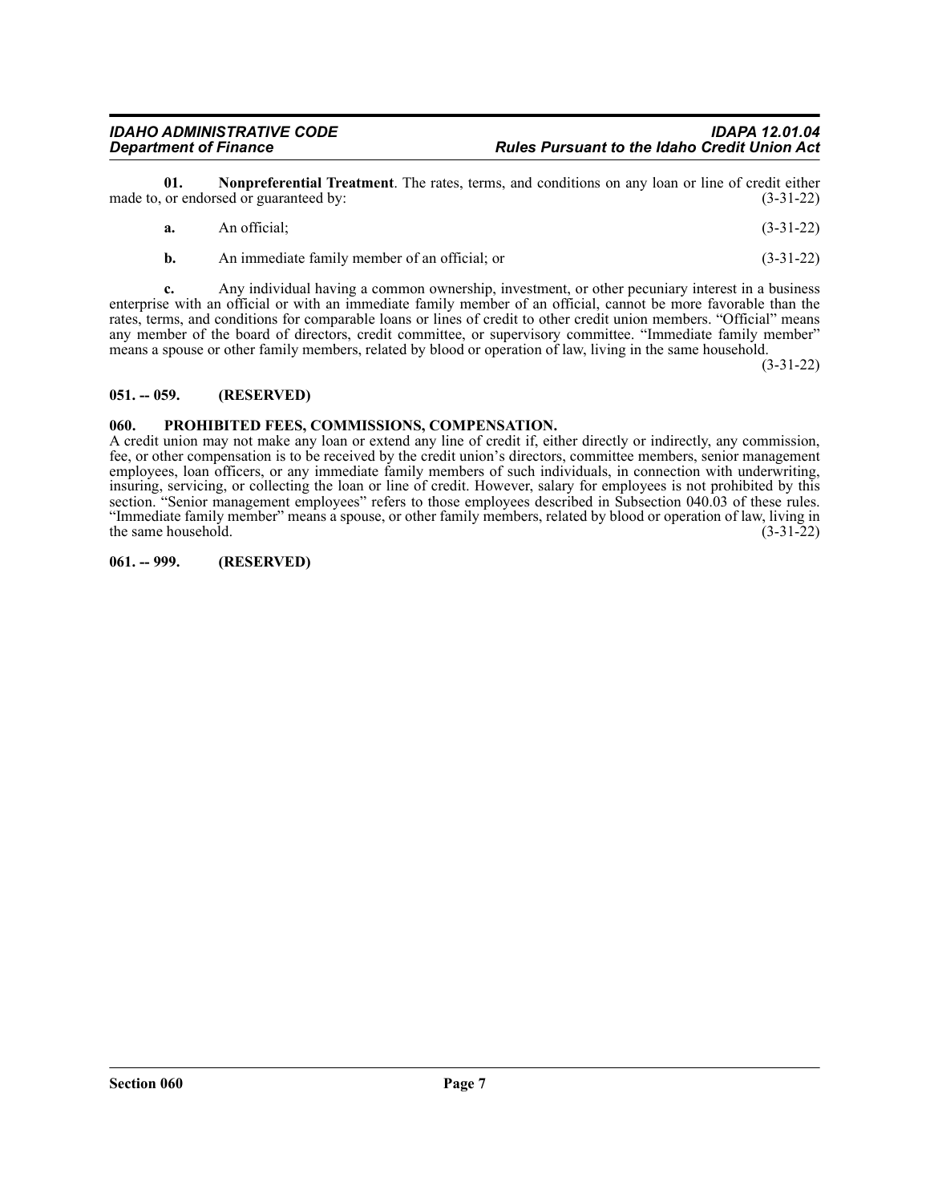**01. Nonpreferential Treatment**. The rates, terms, and conditions on any loan or line of credit either made to, or endorsed or guaranteed by: (3-31-22)

**a.** An official; (3-31-22)

**b.** An immediate family member of an official; or (3-31-22)

**c.** Any individual having a common ownership, investment, or other pecuniary interest in a business enterprise with an official or with an immediate family member of an official, cannot be more favorable than the rates, terms, and conditions for comparable loans or lines of credit to other credit union members. "Official" means any member of the board of directors, credit committee, or supervisory committee. "Immediate family member" means a spouse or other family members, related by blood or operation of law, living in the same household. (3-31-22)

## 051. -- 059. (RESERVED)

## 060. PROHIBITED FEES, COMMISSIONS, COMPENSATION.

A credit union may not make any loan or extend any line of credit if, either directly or indirectly, any commission, fee, or other compensation is to be received by the credit union's directors, committee members, senior management employees, loan officers, or any immediate family members of such individuals, in connection with underwriting, insuring, servicing, or collecting the loan or line of credit. However, salary for employees is not prohibited by this section. "Senior management employees" refers to those employees described in Subsection 040.03 of these rules. "Immediate family member" means a spouse, or other family members, related by blood or operation of law, living in the same household. (3-31-22)

## 061. -- 999. (RESERVED)